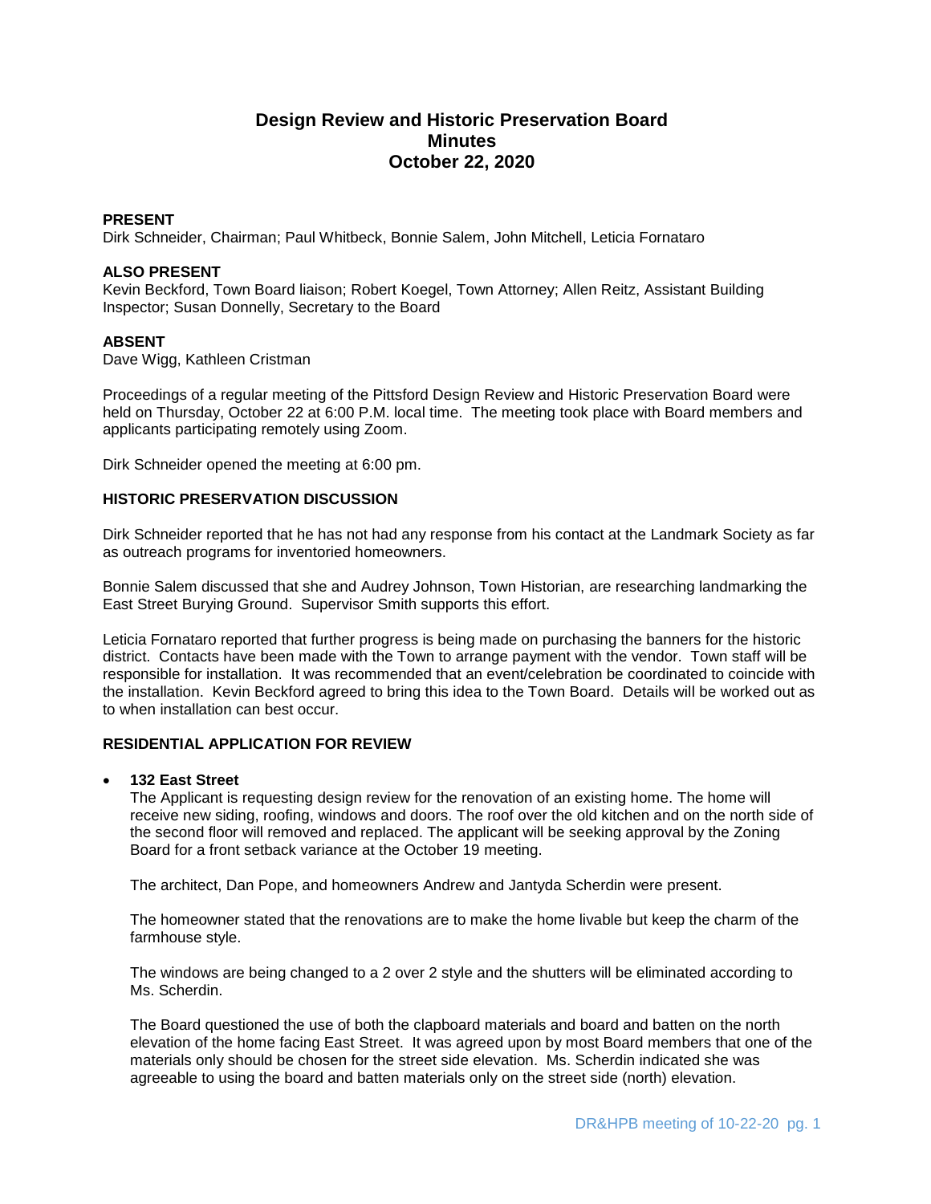# Design Review and Historic Preservation Board
# Minutes
# October 22, 2020

**PRESENT**
Dirk Schneider, Chairman; Paul Whitbeck, Bonnie Salem, John Mitchell, Leticia Fornataro

**ALSO PRESENT**
Kevin Beckford, Town Board liaison; Robert Koegel, Town Attorney; Allen Reitz, Assistant Building Inspector; Susan Donnelly, Secretary to the Board

**ABSENT**
Dave Wigg, Kathleen Cristman

Proceedings of a regular meeting of the Pittsford Design Review and Historic Preservation Board were held on Thursday, October 22 at 6:00 P.M. local time. The meeting took place with Board members and applicants participating remotely using Zoom.

Dirk Schneider opened the meeting at 6:00 pm.

**HISTORIC PRESERVATION DISCUSSION**

Dirk Schneider reported that he has not had any response from his contact at the Landmark Society as far as outreach programs for inventoried homeowners.

Bonnie Salem discussed that she and Audrey Johnson, Town Historian, are researching landmarking the East Street Burying Ground. Supervisor Smith supports this effort.

Leticia Fornataro reported that further progress is being made on purchasing the banners for the historic district. Contacts have been made with the Town to arrange payment with the vendor. Town staff will be responsible for installation. It was recommended that an event/celebration be coordinated to coincide with the installation. Kevin Beckford agreed to bring this idea to the Town Board. Details will be worked out as to when installation can best occur.

**RESIDENTIAL APPLICATION FOR REVIEW**

- **132 East Street**
  The Applicant is requesting design review for the renovation of an existing home. The home will receive new siding, roofing, windows and doors. The roof over the old kitchen and on the north side of the second floor will removed and replaced. The applicant will be seeking approval by the Zoning Board for a front setback variance at the October 19 meeting.

  The architect, Dan Pope, and homeowners Andrew and Jantyda Scherdin were present.

  The homeowner stated that the renovations are to make the home livable but keep the charm of the farmhouse style.

  The windows are being changed to a 2 over 2 style and the shutters will be eliminated according to Ms. Scherdin.

  The Board questioned the use of both the clapboard materials and board and batten on the north elevation of the home facing East Street. It was agreed upon by most Board members that one of the materials only should be chosen for the street side elevation. Ms. Scherdin indicated she was agreeable to using the board and batten materials only on the street side (north) elevation.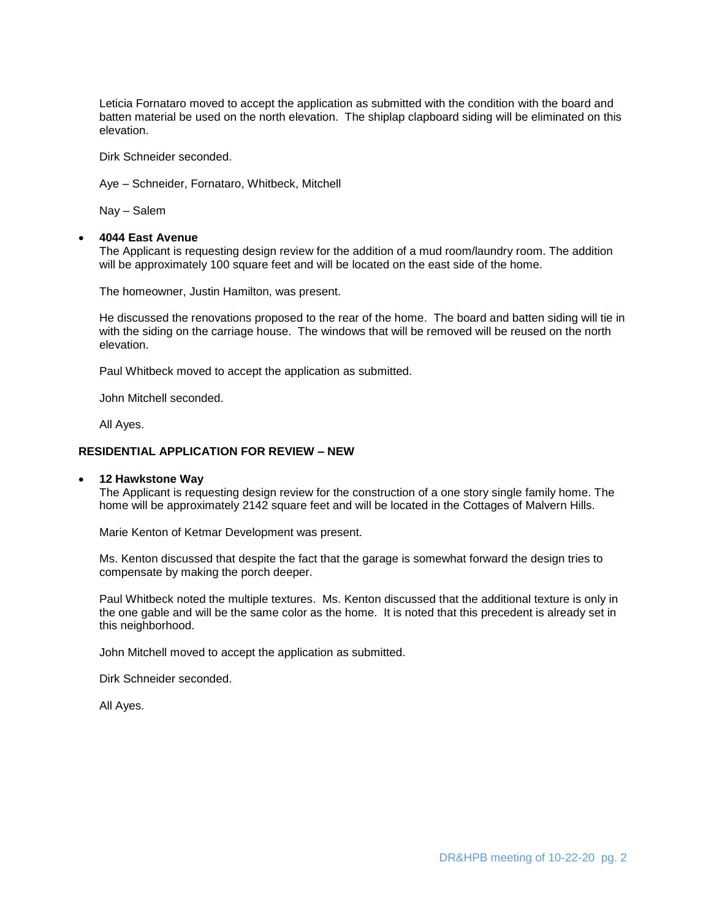Leticia Fornataro moved to accept the application as submitted with the condition with the board and batten material be used on the north elevation. The shiplap clapboard siding will be eliminated on this elevation.

Dirk Schneider seconded.

Aye – Schneider, Fornataro, Whitbeck, Mitchell

Nay – Salem

- **4044 East Avenue**

  The Applicant is requesting design review for the addition of a mud room/laundry room. The addition will be approximately 100 square feet and will be located on the east side of the home.

  The homeowner, Justin Hamilton, was present.

  He discussed the renovations proposed to the rear of the home. The board and batten siding will tie in with the siding on the carriage house. The windows that will be removed will be reused on the north elevation.

  Paul Whitbeck moved to accept the application as submitted.

  John Mitchell seconded.

  All Ayes.

**RESIDENTIAL APPLICATION FOR REVIEW – NEW**

- **12 Hawkstone Way**

  The Applicant is requesting design review for the construction of a one story single family home. The home will be approximately 2142 square feet and will be located in the Cottages of Malvern Hills.

  Marie Kenton of Ketmar Development was present.

  Ms. Kenton discussed that despite the fact that the garage is somewhat forward the design tries to compensate by making the porch deeper.

  Paul Whitbeck noted the multiple textures. Ms. Kenton discussed that the additional texture is only in the one gable and will be the same color as the home. It is noted that this precedent is already set in this neighborhood.

  John Mitchell moved to accept the application as submitted.

  Dirk Schneider seconded.

  All Ayes.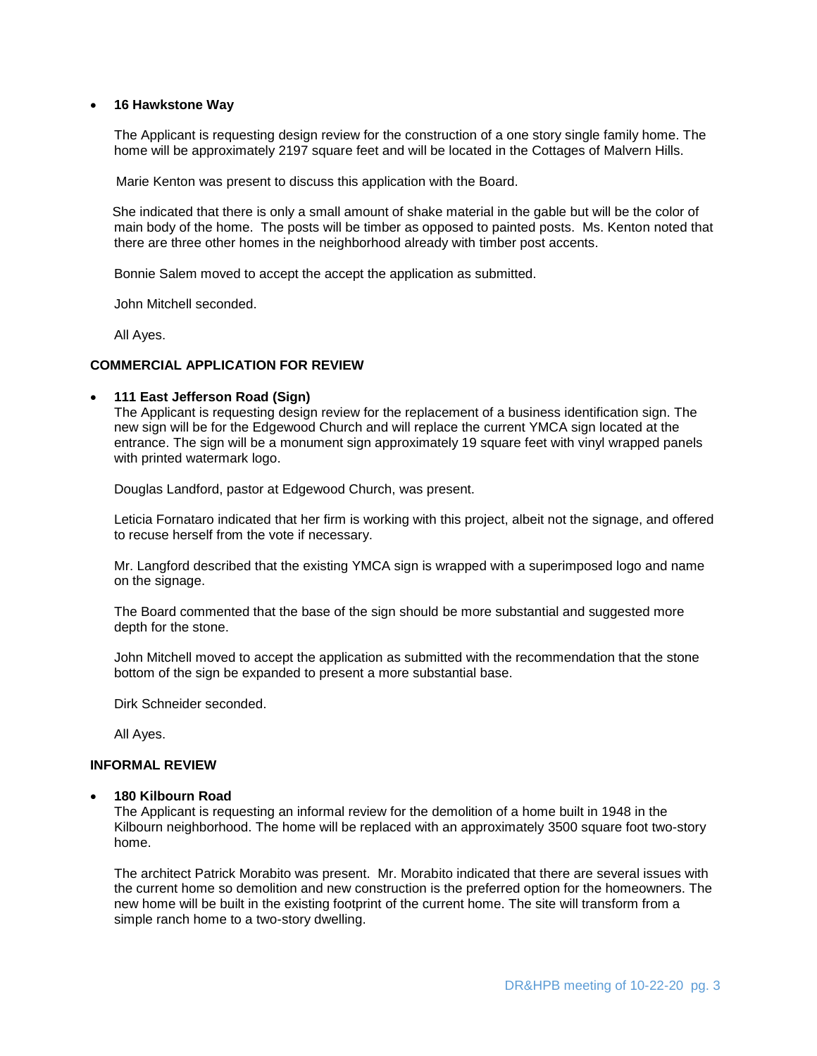- **16 Hawkstone Way**

  The Applicant is requesting design review for the construction of a one story single family home. The home will be approximately 2197 square feet and will be located in the Cottages of Malvern Hills.

  Marie Kenton was present to discuss this application with the Board.

  She indicated that there is only a small amount of shake material in the gable but will be the color of main body of the home. The posts will be timber as opposed to painted posts. Ms. Kenton noted that there are three other homes in the neighborhood already with timber post accents.

  Bonnie Salem moved to accept the accept the application as submitted.

  John Mitchell seconded.

  All Ayes.

**COMMERCIAL APPLICATION FOR REVIEW**

- **111 East Jefferson Road (Sign)**

  The Applicant is requesting design review for the replacement of a business identification sign. The new sign will be for the Edgewood Church and will replace the current YMCA sign located at the entrance. The sign will be a monument sign approximately 19 square feet with vinyl wrapped panels with printed watermark logo.

  Douglas Landford, pastor at Edgewood Church, was present.

  Leticia Fornataro indicated that her firm is working with this project, albeit not the signage, and offered to recuse herself from the vote if necessary.

  Mr. Langford described that the existing YMCA sign is wrapped with a superimposed logo and name on the signage.

  The Board commented that the base of the sign should be more substantial and suggested more depth for the stone.

  John Mitchell moved to accept the application as submitted with the recommendation that the stone bottom of the sign be expanded to present a more substantial base.

  Dirk Schneider seconded.

  All Ayes.

**INFORMAL REVIEW**

- **180 Kilbourn Road**

  The Applicant is requesting an informal review for the demolition of a home built in 1948 in the Kilbourn neighborhood. The home will be replaced with an approximately 3500 square foot two-story home.

  The architect Patrick Morabito was present. Mr. Morabito indicated that there are several issues with the current home so demolition and new construction is the preferred option for the homeowners. The new home will be built in the existing footprint of the current home. The site will transform from a simple ranch home to a two-story dwelling.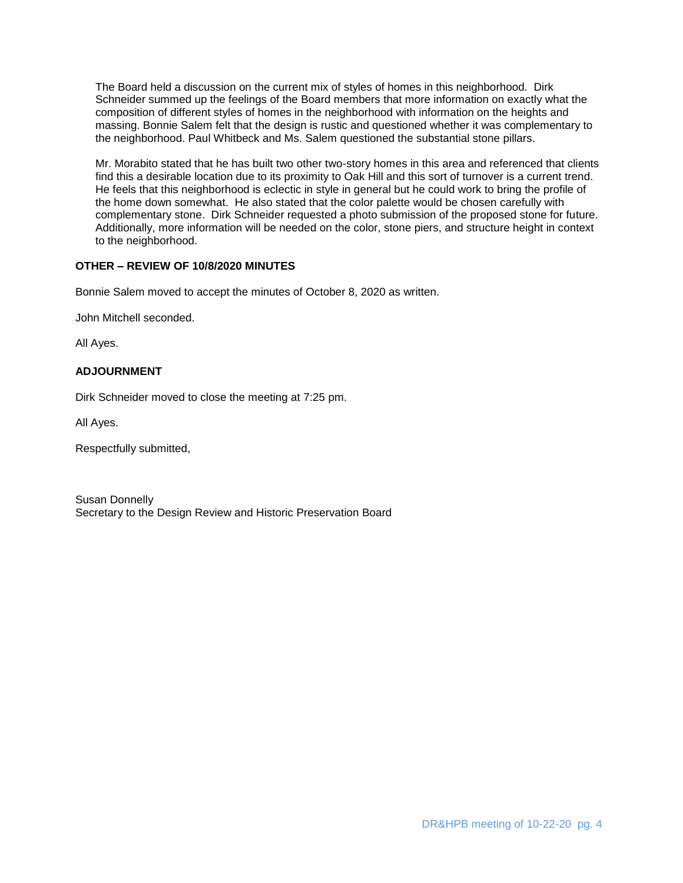The Board held a discussion on the current mix of styles of homes in this neighborhood. Dirk Schneider summed up the feelings of the Board members that more information on exactly what the composition of different styles of homes in the neighborhood with information on the heights and massing. Bonnie Salem felt that the design is rustic and questioned whether it was complementary to the neighborhood. Paul Whitbeck and Ms. Salem questioned the substantial stone pillars.

Mr. Morabito stated that he has built two other two-story homes in this area and referenced that clients find this a desirable location due to its proximity to Oak Hill and this sort of turnover is a current trend. He feels that this neighborhood is eclectic in style in general but he could work to bring the profile of the home down somewhat. He also stated that the color palette would be chosen carefully with complementary stone. Dirk Schneider requested a photo submission of the proposed stone for future. Additionally, more information will be needed on the color, stone piers, and structure height in context to the neighborhood.

**OTHER – REVIEW OF 10/8/2020 MINUTES**

Bonnie Salem moved to accept the minutes of October 8, 2020 as written.

John Mitchell seconded.

All Ayes.

**ADJOURNMENT**

Dirk Schneider moved to close the meeting at 7:25 pm.

All Ayes.

Respectfully submitted,

Susan Donnelly
Secretary to the Design Review and Historic Preservation Board